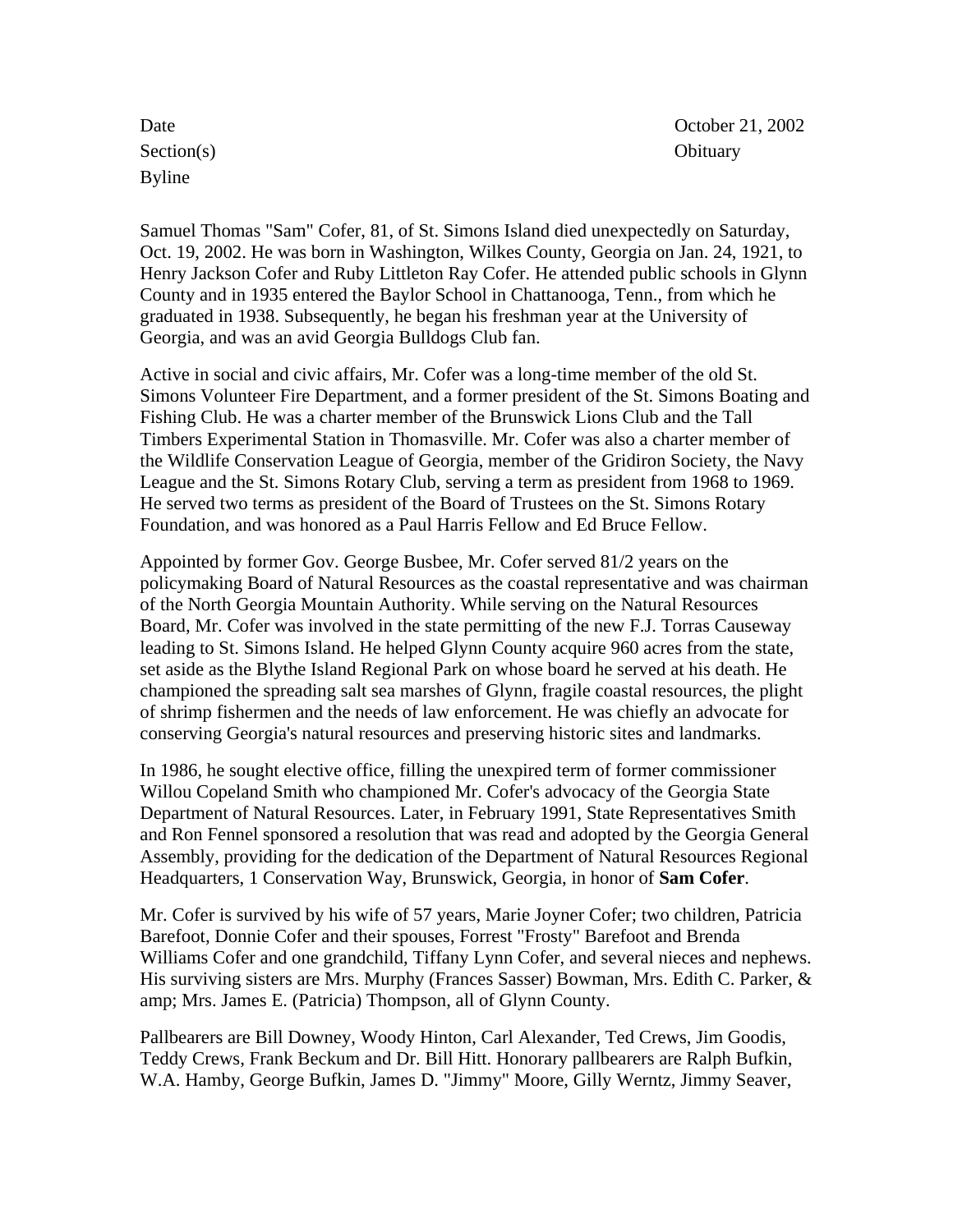| | |
|---|---|
| Date | October 21, 2002 |
| Section(s) | Obituary |
| Byline | |

Samuel Thomas "Sam" Cofer, 81, of St. Simons Island died unexpectedly on Saturday, Oct. 19, 2002. He was born in Washington, Wilkes County, Georgia on Jan. 24, 1921, to Henry Jackson Cofer and Ruby Littleton Ray Cofer. He attended public schools in Glynn County and in 1935 entered the Baylor School in Chattanooga, Tenn., from which he graduated in 1938. Subsequently, he began his freshman year at the University of Georgia, and was an avid Georgia Bulldogs Club fan.

Active in social and civic affairs, Mr. Cofer was a long-time member of the old St. Simons Volunteer Fire Department, and a former president of the St. Simons Boating and Fishing Club. He was a charter member of the Brunswick Lions Club and the Tall Timbers Experimental Station in Thomasville. Mr. Cofer was also a charter member of the Wildlife Conservation League of Georgia, member of the Gridiron Society, the Navy League and the St. Simons Rotary Club, serving a term as president from 1968 to 1969. He served two terms as president of the Board of Trustees on the St. Simons Rotary Foundation, and was honored as a Paul Harris Fellow and Ed Bruce Fellow.

Appointed by former Gov. George Busbee, Mr. Cofer served 81/2 years on the policymaking Board of Natural Resources as the coastal representative and was chairman of the North Georgia Mountain Authority. While serving on the Natural Resources Board, Mr. Cofer was involved in the state permitting of the new F.J. Torras Causeway leading to St. Simons Island. He helped Glynn County acquire 960 acres from the state, set aside as the Blythe Island Regional Park on whose board he served at his death. He championed the spreading salt sea marshes of Glynn, fragile coastal resources, the plight of shrimp fishermen and the needs of law enforcement. He was chiefly an advocate for conserving Georgia's natural resources and preserving historic sites and landmarks.

In 1986, he sought elective office, filling the unexpired term of former commissioner Willou Copeland Smith who championed Mr. Cofer's advocacy of the Georgia State Department of Natural Resources. Later, in February 1991, State Representatives Smith and Ron Fennel sponsored a resolution that was read and adopted by the Georgia General Assembly, providing for the dedication of the Department of Natural Resources Regional Headquarters, 1 Conservation Way, Brunswick, Georgia, in honor of **Sam Cofer**.

Mr. Cofer is survived by his wife of 57 years, Marie Joyner Cofer; two children, Patricia Barefoot, Donnie Cofer and their spouses, Forrest "Frosty" Barefoot and Brenda Williams Cofer and one grandchild, Tiffany Lynn Cofer, and several nieces and nephews. His surviving sisters are Mrs. Murphy (Frances Sasser) Bowman, Mrs. Edith C. Parker, & amp; Mrs. James E. (Patricia) Thompson, all of Glynn County.

Pallbearers are Bill Downey, Woody Hinton, Carl Alexander, Ted Crews, Jim Goodis, Teddy Crews, Frank Beckum and Dr. Bill Hitt. Honorary pallbearers are Ralph Bufkin, W.A. Hamby, George Bufkin, James D. "Jimmy" Moore, Gilly Werntz, Jimmy Seaver,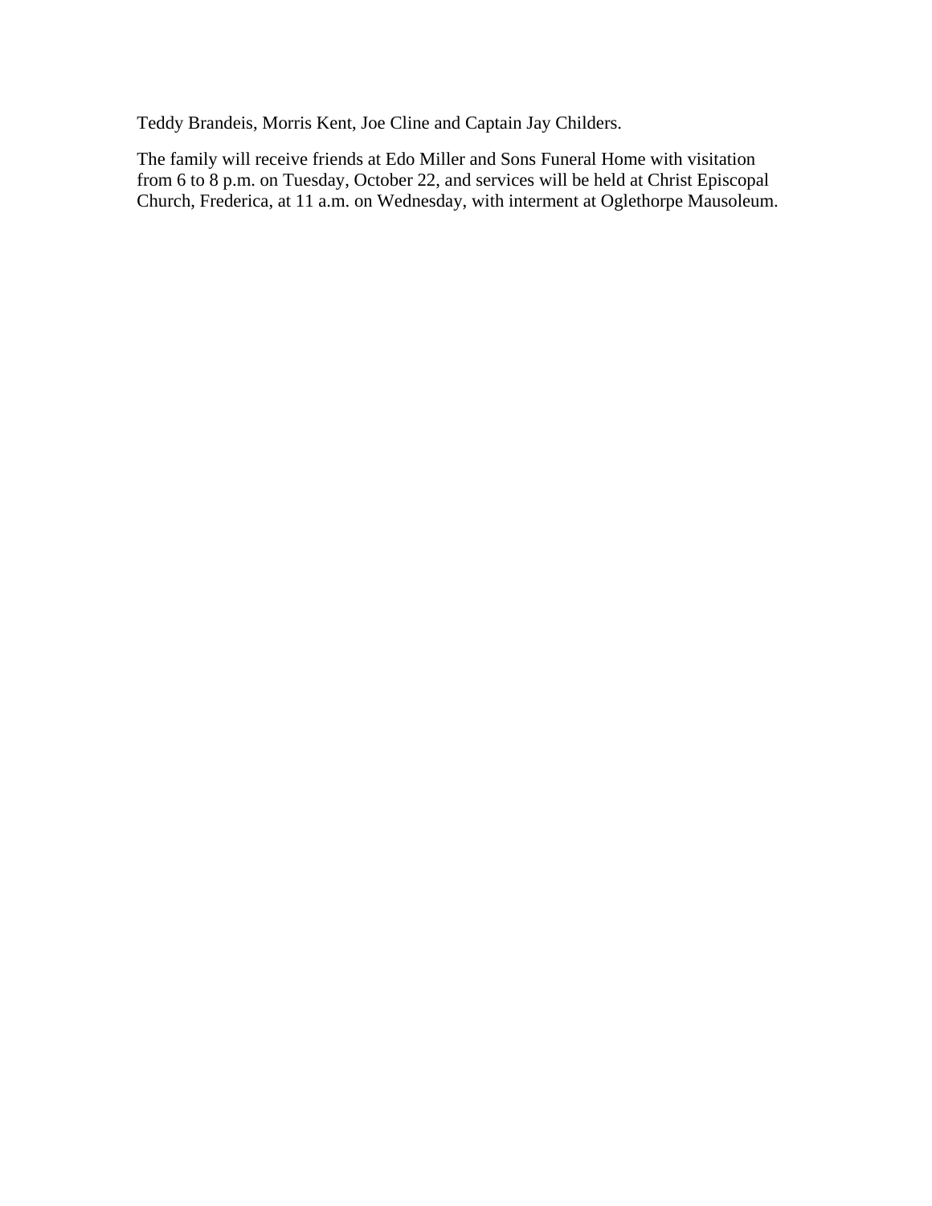Teddy Brandeis, Morris Kent, Joe Cline and Captain Jay Childers.

The family will receive friends at Edo Miller and Sons Funeral Home with visitation from 6 to 8 p.m. on Tuesday, October 22, and services will be held at Christ Episcopal Church, Frederica, at 11 a.m. on Wednesday, with interment at Oglethorpe Mausoleum.